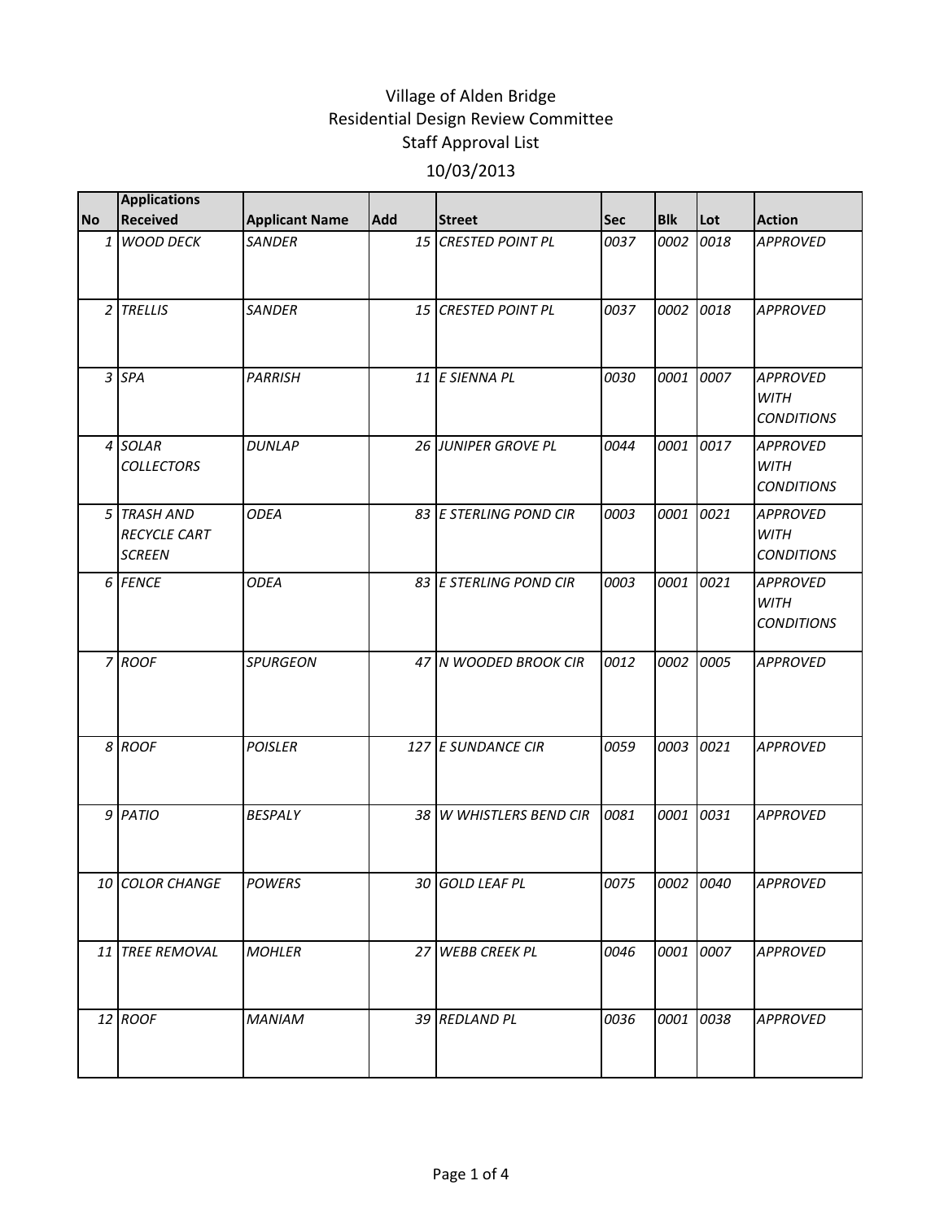# Village of Alden Bridge
## Residential Design Review Committee
## Staff Approval List
## 10/03/2013

| No | Applications Received | Applicant Name | Add | Street | Sec | Blk | Lot | Action |
|---|---|---|---|---|---|---|---|---|
| 1 | *WOOD DECK* | *SANDER* | *15* | *CRESTED POINT PL* | *0037* | *0002* | *0018* | *APPROVED* |
| 2 | *TRELLIS* | *SANDER* | *15* | *CRESTED POINT PL* | *0037* | *0002* | *0018* | *APPROVED* |
| 3 | *SPA* | *PARRISH* | *11* | *E SIENNA PL* | *0030* | *0001* | *0007* | *APPROVED WITH CONDITIONS* |
| 4 | *SOLAR COLLECTORS* | *DUNLAP* | *26* | *JUNIPER GROVE PL* | *0044* | *0001* | *0017* | *APPROVED WITH CONDITIONS* |
| 5 | *TRASH AND RECYCLE CART SCREEN* | *ODEA* | *83* | *E STERLING POND CIR* | *0003* | *0001* | *0021* | *APPROVED WITH CONDITIONS* |
| 6 | *FENCE* | *ODEA* | *83* | *E STERLING POND CIR* | *0003* | *0001* | *0021* | *APPROVED WITH CONDITIONS* |
| 7 | *ROOF* | *SPURGEON* | *47* | *N WOODED BROOK CIR* | *0012* | *0002* | *0005* | *APPROVED* |
| 8 | *ROOF* | *POISLER* | *127* | *E SUNDANCE CIR* | *0059* | *0003* | *0021* | *APPROVED* |
| 9 | *PATIO* | *BESPALY* | *38* | *W WHISTLERS BEND CIR* | *0081* | *0001* | *0031* | *APPROVED* |
| 10 | *COLOR CHANGE* | *POWERS* | *30* | *GOLD LEAF PL* | *0075* | *0002* | *0040* | *APPROVED* |
| 11 | *TREE REMOVAL* | *MOHLER* | *27* | *WEBB CREEK PL* | *0046* | *0001* | *0007* | *APPROVED* |
| 12 | *ROOF* | *MANIAM* | *39* | *REDLAND PL* | *0036* | *0001* | *0038* | *APPROVED* |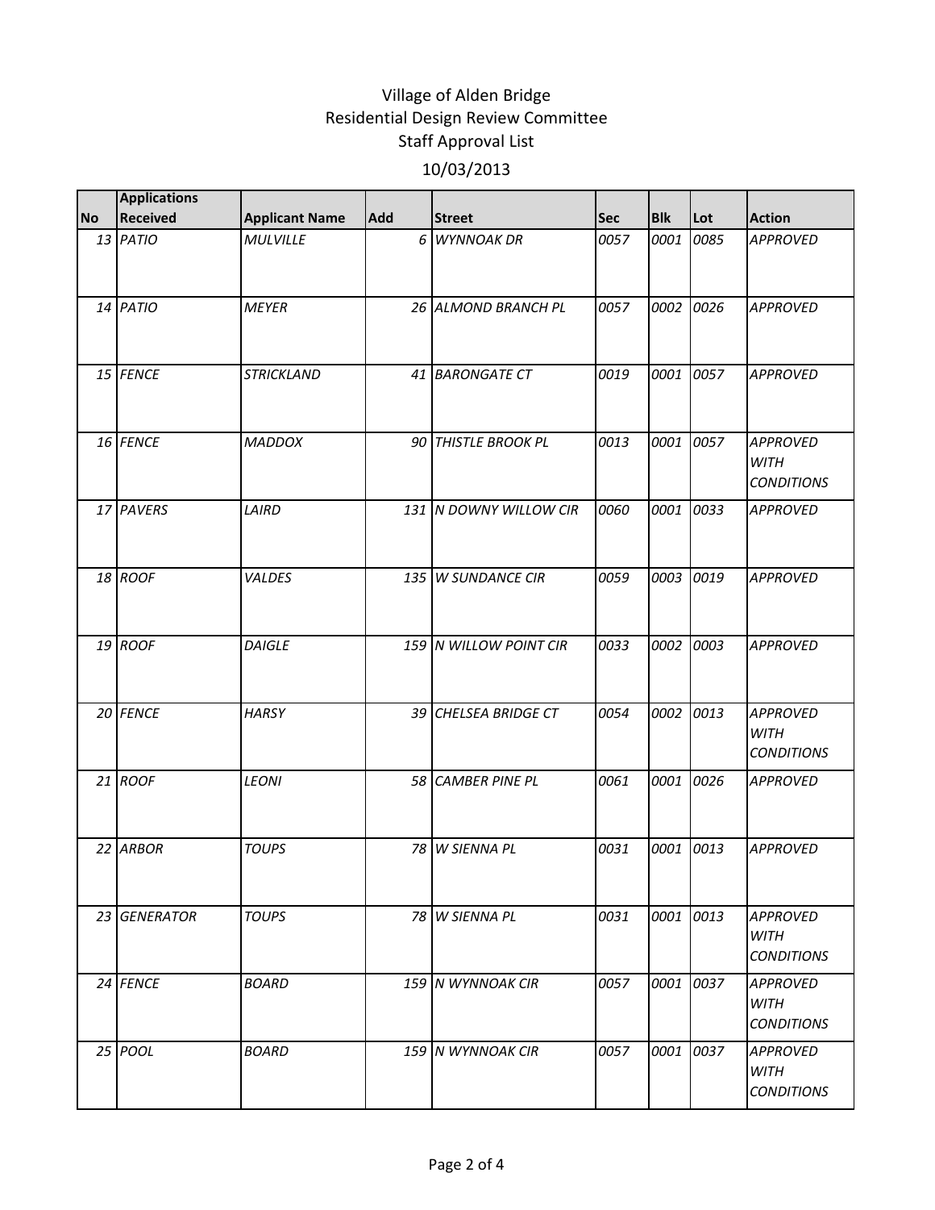# Village of Alden Bridge
## Residential Design Review Committee
## Staff Approval List
## 10/03/2013

| No | Applications Received | Applicant Name | Add | Street | Sec | Blk | Lot | Action |
|---|---|---|---|---|---|---|---|---|
| 13 | *PATIO* | *MULVILLE* | *6* | *WYNNOAK DR* | *0057* | *0001* | *0085* | *APPROVED* |
| 14 | *PATIO* | *MEYER* | *26* | *ALMOND BRANCH PL* | *0057* | *0002* | *0026* | *APPROVED* |
| 15 | *FENCE* | *STRICKLAND* | *41* | *BARONGATE CT* | *0019* | *0001* | *0057* | *APPROVED* |
| 16 | *FENCE* | *MADDOX* | *90* | *THISTLE BROOK PL* | *0013* | *0001* | *0057* | *APPROVED WITH CONDITIONS* |
| 17 | *PAVERS* | *LAIRD* | *131* | *N DOWNY WILLOW CIR* | *0060* | *0001* | *0033* | *APPROVED* |
| 18 | *ROOF* | *VALDES* | *135* | *W SUNDANCE CIR* | *0059* | *0003* | *0019* | *APPROVED* |
| 19 | *ROOF* | *DAIGLE* | *159* | *N WILLOW POINT CIR* | *0033* | *0002* | *0003* | *APPROVED* |
| 20 | *FENCE* | *HARSY* | *39* | *CHELSEA BRIDGE CT* | *0054* | *0002* | *0013* | *APPROVED WITH CONDITIONS* |
| 21 | *ROOF* | *LEONI* | *58* | *CAMBER PINE PL* | *0061* | *0001* | *0026* | *APPROVED* |
| 22 | *ARBOR* | *TOUPS* | *78* | *W SIENNA PL* | *0031* | *0001* | *0013* | *APPROVED* |
| 23 | *GENERATOR* | *TOUPS* | *78* | *W SIENNA PL* | *0031* | *0001* | *0013* | *APPROVED WITH CONDITIONS* |
| 24 | *FENCE* | *BOARD* | *159* | *N WYNNOAK CIR* | *0057* | *0001* | *0037* | *APPROVED WITH CONDITIONS* |
| 25 | *POOL* | *BOARD* | *159* | *N WYNNOAK CIR* | *0057* | *0001* | *0037* | *APPROVED WITH CONDITIONS* |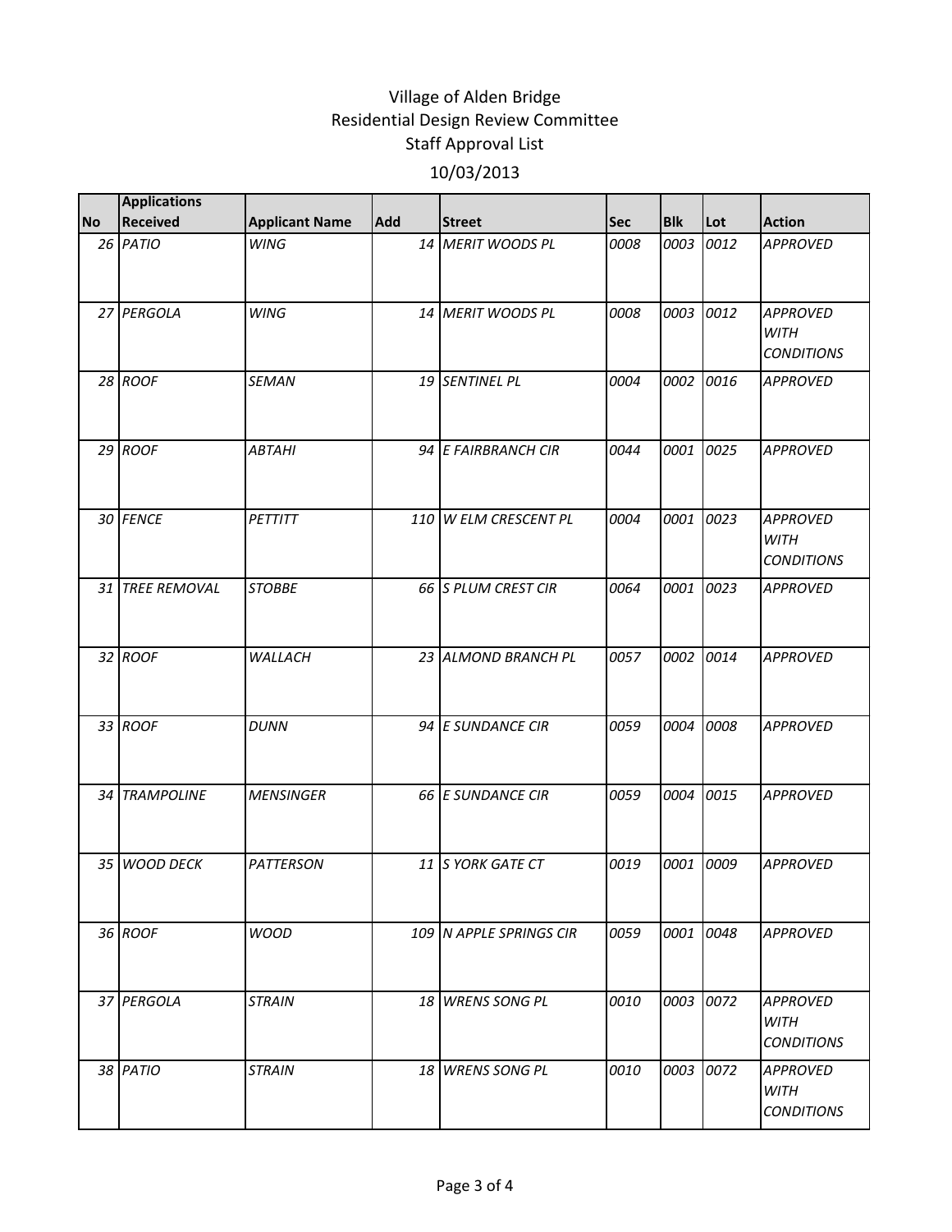# Village of Alden Bridge
## Residential Design Review Committee
## Staff Approval List
## 10/03/2013

| No | Applications Received | Applicant Name | Add | Street | Sec | Blk | Lot | Action |
|---|---|---|---|---|---|---|---|---|
| 26 | *PATIO* | *WING* | 14 | *MERIT WOODS PL* | *0008* | *0003* | *0012* | *APPROVED* |
| 27 | *PERGOLA* | *WING* | 14 | *MERIT WOODS PL* | *0008* | *0003* | *0012* | *APPROVED WITH CONDITIONS* |
| 28 | *ROOF* | *SEMAN* | 19 | *SENTINEL PL* | *0004* | *0002* | *0016* | *APPROVED* |
| 29 | *ROOF* | *ABTAHI* | 94 | *E FAIRBRANCH CIR* | *0044* | *0001* | *0025* | *APPROVED* |
| 30 | *FENCE* | *PETTITT* | 110 | *W ELM CRESCENT PL* | *0004* | *0001* | *0023* | *APPROVED WITH CONDITIONS* |
| 31 | *TREE REMOVAL* | *STOBBE* | 66 | *S PLUM CREST CIR* | *0064* | *0001* | *0023* | *APPROVED* |
| 32 | *ROOF* | *WALLACH* | 23 | *ALMOND BRANCH PL* | *0057* | *0002* | *0014* | *APPROVED* |
| 33 | *ROOF* | *DUNN* | 94 | *E SUNDANCE CIR* | *0059* | *0004* | *0008* | *APPROVED* |
| 34 | *TRAMPOLINE* | *MENSINGER* | 66 | *E SUNDANCE CIR* | *0059* | *0004* | *0015* | *APPROVED* |
| 35 | *WOOD DECK* | *PATTERSON* | 11 | *S YORK GATE CT* | *0019* | *0001* | *0009* | *APPROVED* |
| 36 | *ROOF* | *WOOD* | 109 | *N APPLE SPRINGS CIR* | *0059* | *0001* | *0048* | *APPROVED* |
| 37 | *PERGOLA* | *STRAIN* | 18 | *WRENS SONG PL* | *0010* | *0003* | *0072* | *APPROVED WITH CONDITIONS* |
| 38 | *PATIO* | *STRAIN* | 18 | *WRENS SONG PL* | *0010* | *0003* | *0072* | *APPROVED WITH CONDITIONS* |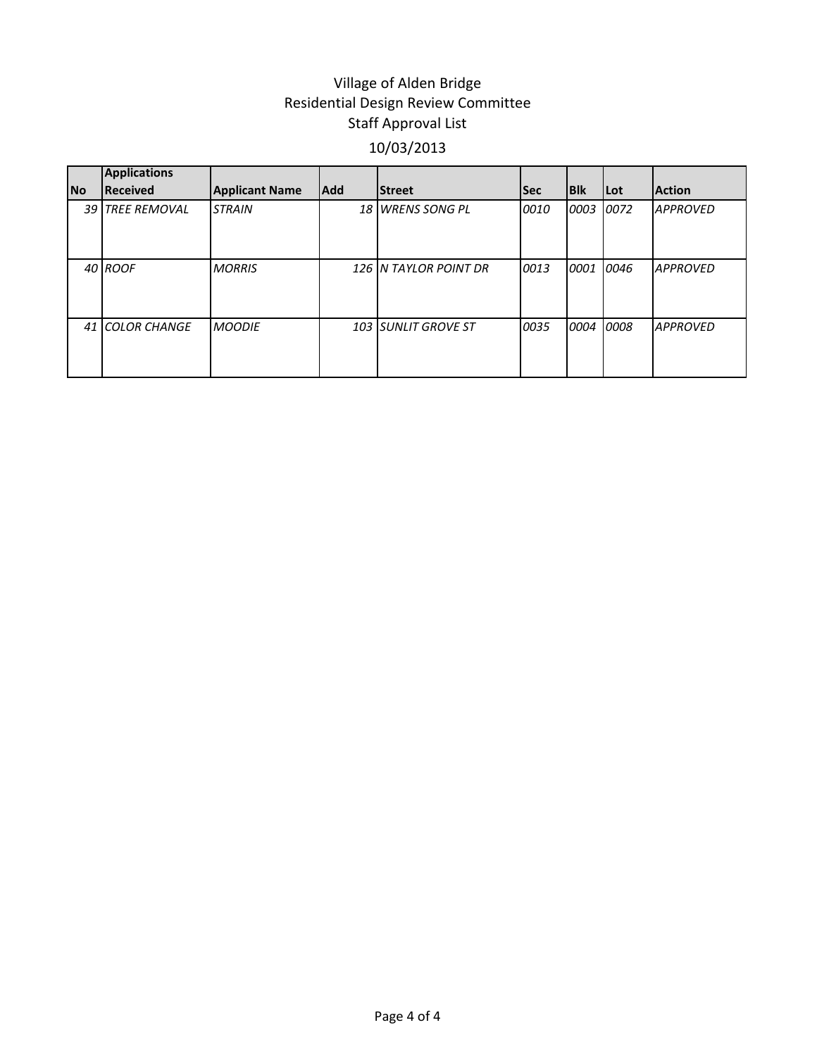# Village of Alden Bridge
## Residential Design Review Committee
### Staff Approval List
### 10/03/2013

| No | Applications Received | Applicant Name | Add | Street | Sec | Blk | Lot | Action |
|---|---|---|---|---|---|---|---|---|
| *39* | *TREE REMOVAL* | *STRAIN* | *18* | *WRENS SONG PL* | *0010* | *0003* | *0072* | *APPROVED* |
| *40* | *ROOF* | *MORRIS* | *126* | *N TAYLOR POINT DR* | *0013* | *0001* | *0046* | *APPROVED* |
| *41* | *COLOR CHANGE* | *MOODIE* | *103* | *SUNLIT GROVE ST* | *0035* | *0004* | *0008* | *APPROVED* |